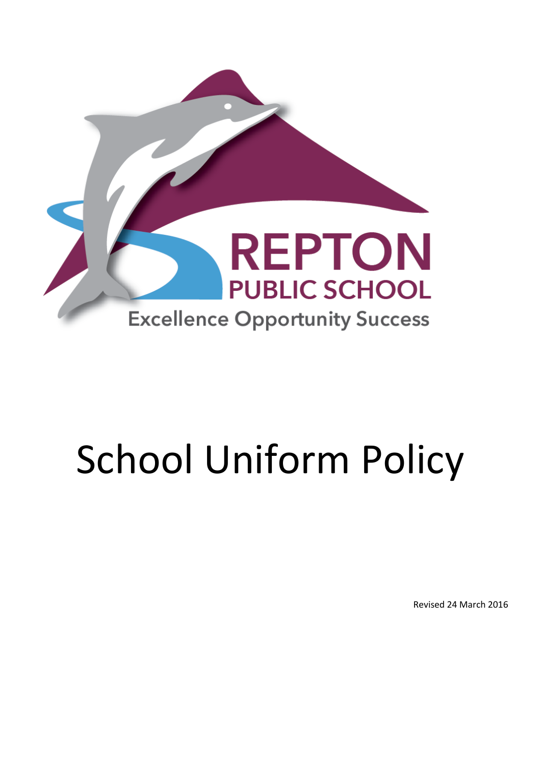REPTON
PUBLIC SCHOOL
Excellence Opportunity Success

# School Uniform Policy

Revised 24 March 2016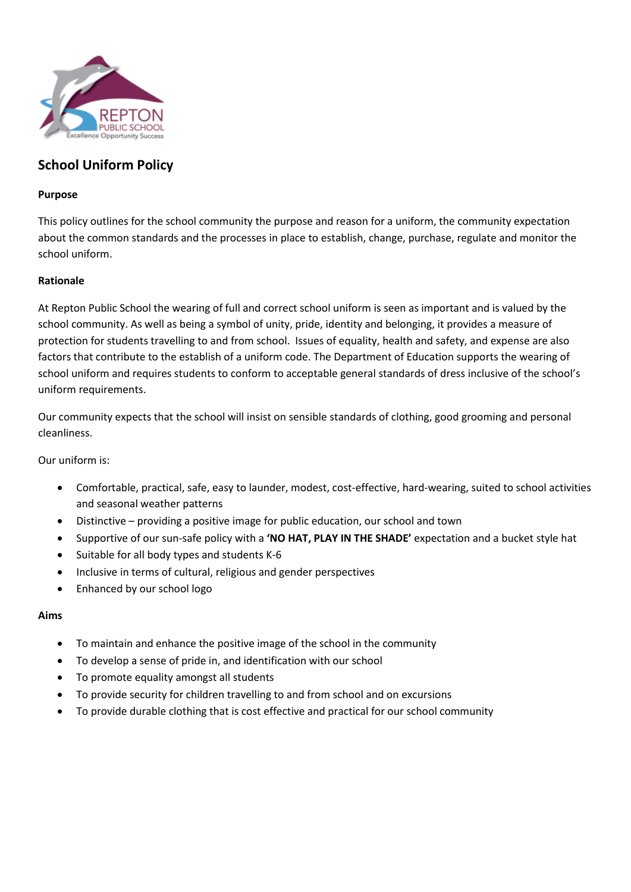# School Uniform Policy

**Purpose**

This policy outlines for the school community the purpose and reason for a uniform, the community expectation about the common standards and the processes in place to establish, change, purchase, regulate and monitor the school uniform.

**Rationale**

At Repton Public School the wearing of full and correct school uniform is seen as important and is valued by the school community. As well as being a symbol of unity, pride, identity and belonging, it provides a measure of protection for students travelling to and from school. Issues of equality, health and safety, and expense are also factors that contribute to the establish of a uniform code. The Department of Education supports the wearing of school uniform and requires students to conform to acceptable general standards of dress inclusive of the school's uniform requirements.

Our community expects that the school will insist on sensible standards of clothing, good grooming and personal cleanliness.

Our uniform is:

- Comfortable, practical, safe, easy to launder, modest, cost-effective, hard-wearing, suited to school activities and seasonal weather patterns
- Distinctive – providing a positive image for public education, our school and town
- Supportive of our sun-safe policy with a **'NO HAT, PLAY IN THE SHADE'** expectation and a bucket style hat
- Suitable for all body types and students K-6
- Inclusive in terms of cultural, religious and gender perspectives
- Enhanced by our school logo

**Aims**

- To maintain and enhance the positive image of the school in the community
- To develop a sense of pride in, and identification with our school
- To promote equality amongst all students
- To provide security for children travelling to and from school and on excursions
- To provide durable clothing that is cost effective and practical for our school community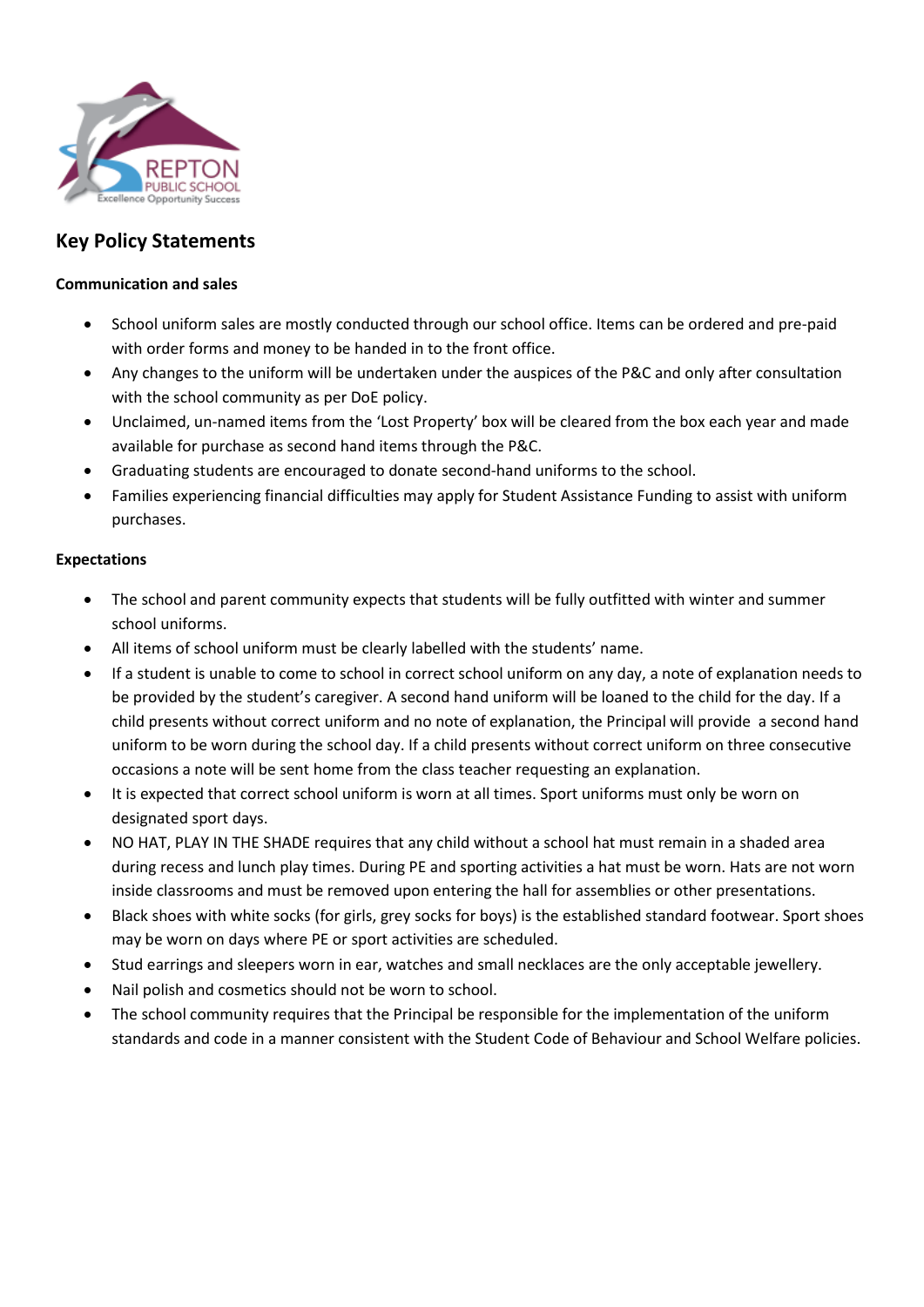## Key Policy Statements

**Communication and sales**

- School uniform sales are mostly conducted through our school office. Items can be ordered and pre-paid with order forms and money to be handed in to the front office.
- Any changes to the uniform will be undertaken under the auspices of the P&C and only after consultation with the school community as per DoE policy.
- Unclaimed, un-named items from the 'Lost Property' box will be cleared from the box each year and made available for purchase as second hand items through the P&C.
- Graduating students are encouraged to donate second-hand uniforms to the school.
- Families experiencing financial difficulties may apply for Student Assistance Funding to assist with uniform purchases.

**Expectations**

- The school and parent community expects that students will be fully outfitted with winter and summer school uniforms.
- All items of school uniform must be clearly labelled with the students' name.
- If a student is unable to come to school in correct school uniform on any day, a note of explanation needs to be provided by the student's caregiver. A second hand uniform will be loaned to the child for the day. If a child presents without correct uniform and no note of explanation, the Principal will provide a second hand uniform to be worn during the school day. If a child presents without correct uniform on three consecutive occasions a note will be sent home from the class teacher requesting an explanation.
- It is expected that correct school uniform is worn at all times. Sport uniforms must only be worn on designated sport days.
- NO HAT, PLAY IN THE SHADE requires that any child without a school hat must remain in a shaded area during recess and lunch play times. During PE and sporting activities a hat must be worn. Hats are not worn inside classrooms and must be removed upon entering the hall for assemblies or other presentations.
- Black shoes with white socks (for girls, grey socks for boys) is the established standard footwear. Sport shoes may be worn on days where PE or sport activities are scheduled.
- Stud earrings and sleepers worn in ear, watches and small necklaces are the only acceptable jewellery.
- Nail polish and cosmetics should not be worn to school.
- The school community requires that the Principal be responsible for the implementation of the uniform standards and code in a manner consistent with the Student Code of Behaviour and School Welfare policies.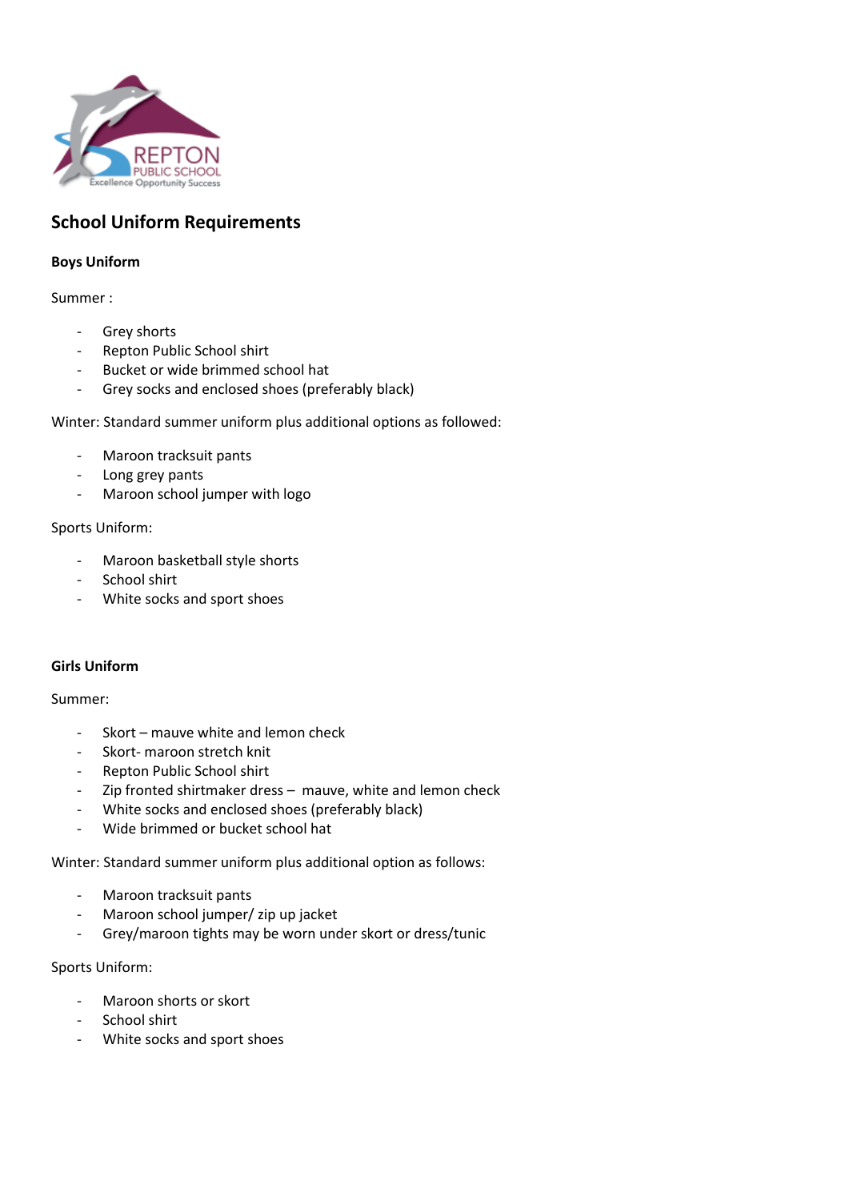## School Uniform Requirements

**Boys Uniform**

Summer :

- Grey shorts
- Repton Public School shirt
- Bucket or wide brimmed school hat
- Grey socks and enclosed shoes (preferably black)

Winter: Standard summer uniform plus additional options as followed:

- Maroon tracksuit pants
- Long grey pants
- Maroon school jumper with logo

Sports Uniform:

- Maroon basketball style shorts
- School shirt
- White socks and sport shoes

**Girls Uniform**

Summer:

- Skort – mauve white and lemon check
- Skort- maroon stretch knit
- Repton Public School shirt
- Zip fronted shirtmaker dress – mauve, white and lemon check
- White socks and enclosed shoes (preferably black)
- Wide brimmed or bucket school hat

Winter: Standard summer uniform plus additional option as follows:

- Maroon tracksuit pants
- Maroon school jumper/ zip up jacket
- Grey/maroon tights may be worn under skort or dress/tunic

Sports Uniform:

- Maroon shorts or skort
- School shirt
- White socks and sport shoes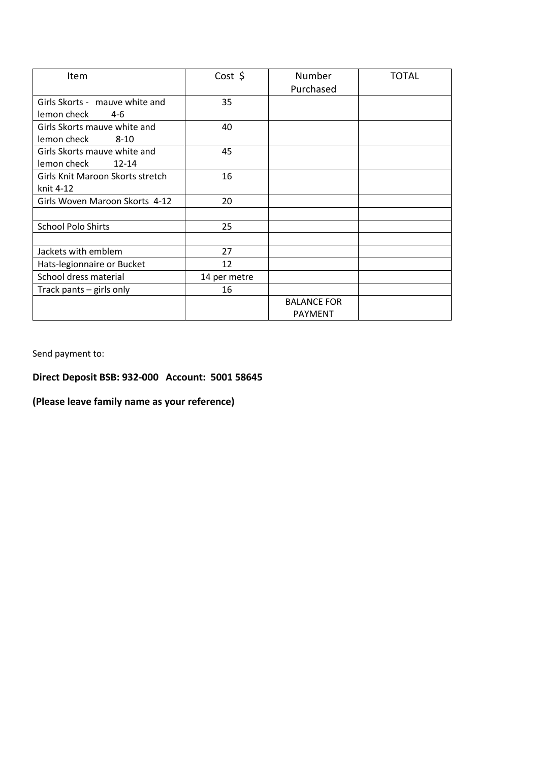| Item | Cost $ | Number Purchased | TOTAL |
| --- | --- | --- | --- |
| Girls Skorts - mauve white and lemon check 4-6 | 35 | | |
| Girls Skorts mauve white and lemon check 8-10 | 40 | | |
| Girls Skorts mauve white and lemon check 12-14 | 45 | | |
| Girls Knit Maroon Skorts stretch knit 4-12 | 16 | | |
| Girls Woven Maroon Skorts 4-12 | 20 | | |
| | | | |
| School Polo Shirts | 25 | | |
| | | | |
| Jackets with emblem | 27 | | |
| Hats-legionnaire or Bucket | 12 | | |
| School dress material | 14 per metre | | |
| Track pants – girls only | 16 | | |
| | | BALANCE FOR PAYMENT | |

Send payment to:

**Direct Deposit BSB: 932-000 Account: 5001 58645**

**(Please leave family name as your reference)**